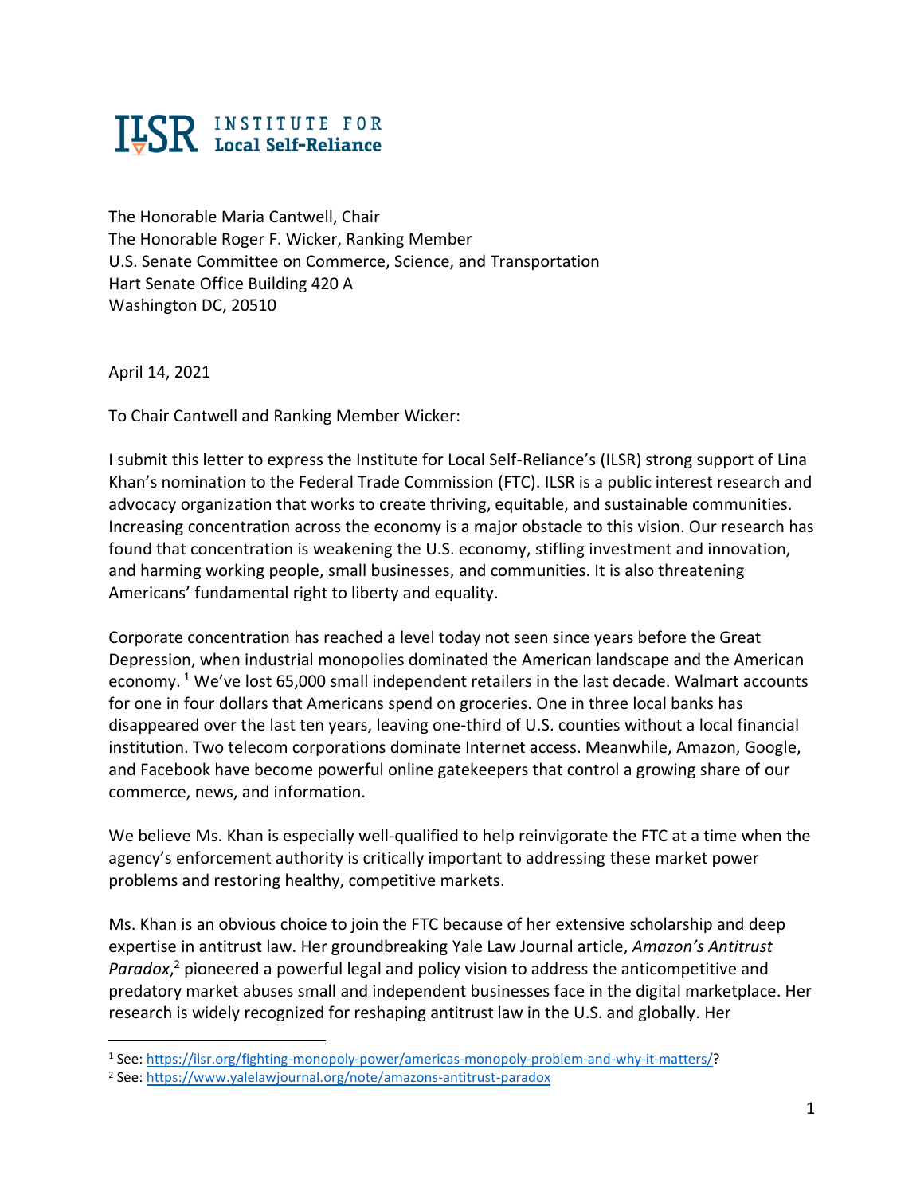**ILSR** INSTITUTE FOR **Local Self-Reliance**

The Honorable Maria Cantwell, Chair
The Honorable Roger F. Wicker, Ranking Member
U.S. Senate Committee on Commerce, Science, and Transportation
Hart Senate Office Building 420 A
Washington DC, 20510

April 14, 2021

To Chair Cantwell and Ranking Member Wicker:

I submit this letter to express the Institute for Local Self-Reliance's (ILSR) strong support of Lina Khan's nomination to the Federal Trade Commission (FTC). ILSR is a public interest research and advocacy organization that works to create thriving, equitable, and sustainable communities. Increasing concentration across the economy is a major obstacle to this vision. Our research has found that concentration is weakening the U.S. economy, stifling investment and innovation, and harming working people, small businesses, and communities. It is also threatening Americans' fundamental right to liberty and equality.

Corporate concentration has reached a level today not seen since years before the Great Depression, when industrial monopolies dominated the American landscape and the American economy. [1] We've lost 65,000 small independent retailers in the last decade. Walmart accounts for one in four dollars that Americans spend on groceries. One in three local banks has disappeared over the last ten years, leaving one-third of U.S. counties without a local financial institution. Two telecom corporations dominate Internet access. Meanwhile, Amazon, Google, and Facebook have become powerful online gatekeepers that control a growing share of our commerce, news, and information.

We believe Ms. Khan is especially well-qualified to help reinvigorate the FTC at a time when the agency's enforcement authority is critically important to addressing these market power problems and restoring healthy, competitive markets.

Ms. Khan is an obvious choice to join the FTC because of her extensive scholarship and deep expertise in antitrust law. Her groundbreaking Yale Law Journal article, *Amazon's Antitrust Paradox*,[2] pioneered a powerful legal and policy vision to address the anticompetitive and predatory market abuses small and independent businesses face in the digital marketplace. Her research is widely recognized for reshaping antitrust law in the U.S. and globally. Her

---

[1] See: https://ilsr.org/fighting-monopoly-power/americas-monopoly-problem-and-why-it-matters/?

[2] See: https://www.yalelawjournal.org/note/amazons-antitrust-paradox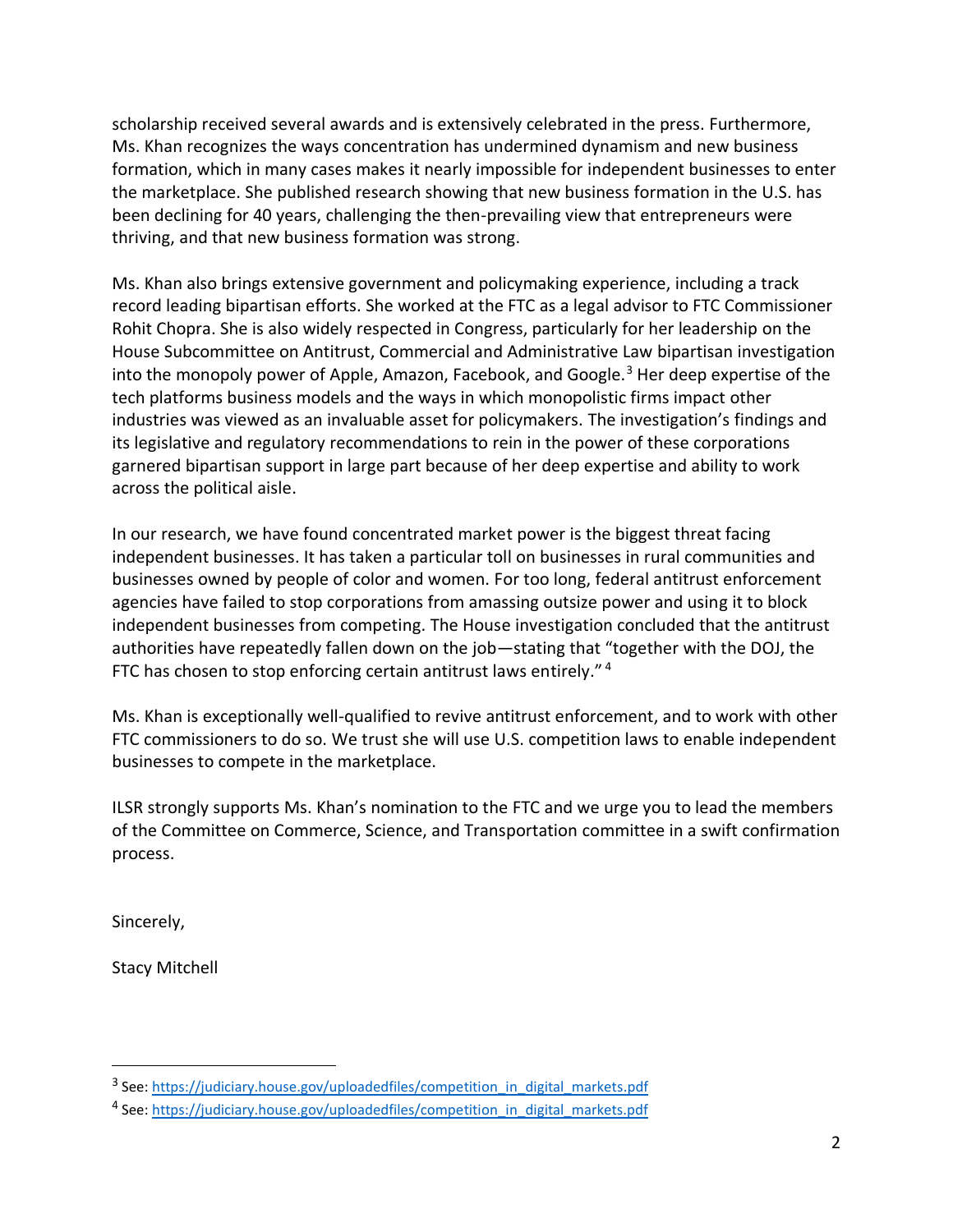scholarship received several awards and is extensively celebrated in the press. Furthermore, Ms. Khan recognizes the ways concentration has undermined dynamism and new business formation, which in many cases makes it nearly impossible for independent businesses to enter the marketplace. She published research showing that new business formation in the U.S. has been declining for 40 years, challenging the then-prevailing view that entrepreneurs were thriving, and that new business formation was strong.

Ms. Khan also brings extensive government and policymaking experience, including a track record leading bipartisan efforts. She worked at the FTC as a legal advisor to FTC Commissioner Rohit Chopra. She is also widely respected in Congress, particularly for her leadership on the House Subcommittee on Antitrust, Commercial and Administrative Law bipartisan investigation into the monopoly power of Apple, Amazon, Facebook, and Google.[3] Her deep expertise of the tech platforms business models and the ways in which monopolistic firms impact other industries was viewed as an invaluable asset for policymakers. The investigation's findings and its legislative and regulatory recommendations to rein in the power of these corporations garnered bipartisan support in large part because of her deep expertise and ability to work across the political aisle.

In our research, we have found concentrated market power is the biggest threat facing independent businesses. It has taken a particular toll on businesses in rural communities and businesses owned by people of color and women. For too long, federal antitrust enforcement agencies have failed to stop corporations from amassing outsize power and using it to block independent businesses from competing. The House investigation concluded that the antitrust authorities have repeatedly fallen down on the job—stating that "together with the DOJ, the FTC has chosen to stop enforcing certain antitrust laws entirely."[4]

Ms. Khan is exceptionally well-qualified to revive antitrust enforcement, and to work with other FTC commissioners to do so. We trust she will use U.S. competition laws to enable independent businesses to compete in the marketplace.

ILSR strongly supports Ms. Khan's nomination to the FTC and we urge you to lead the members of the Committee on Commerce, Science, and Transportation committee in a swift confirmation process.

Sincerely,

Stacy Mitchell

---

[3] See: https://judiciary.house.gov/uploadedfiles/competition_in_digital_markets.pdf

[4] See: https://judiciary.house.gov/uploadedfiles/competition_in_digital_markets.pdf